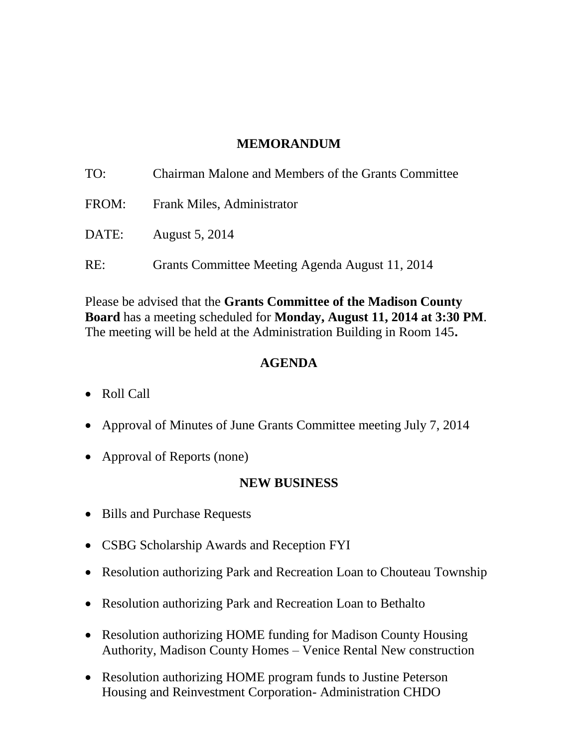## MEMORANDUM

TO: Chairman Malone and Members of the Grants Committee

FROM: Frank Miles, Administrator

DATE: August 5, 2014

RE: Grants Committee Meeting Agenda August 11, 2014

Please be advised that the **Grants Committee of the Madison County Board** has a meeting scheduled for **Monday, August 11, 2014 at 3:30 PM**. The meeting will be held at the Administration Building in Room 145**.**

## AGENDA

- Roll Call
- Approval of Minutes of June Grants Committee meeting July 7, 2014
- Approval of Reports (none)

## NEW BUSINESS

- Bills and Purchase Requests
- CSBG Scholarship Awards and Reception FYI
- Resolution authorizing Park and Recreation Loan to Chouteau Township
- Resolution authorizing Park and Recreation Loan to Bethalto
- Resolution authorizing HOME funding for Madison County Housing Authority, Madison County Homes – Venice Rental New construction
- Resolution authorizing HOME program funds to Justine Peterson Housing and Reinvestment Corporation- Administration CHDO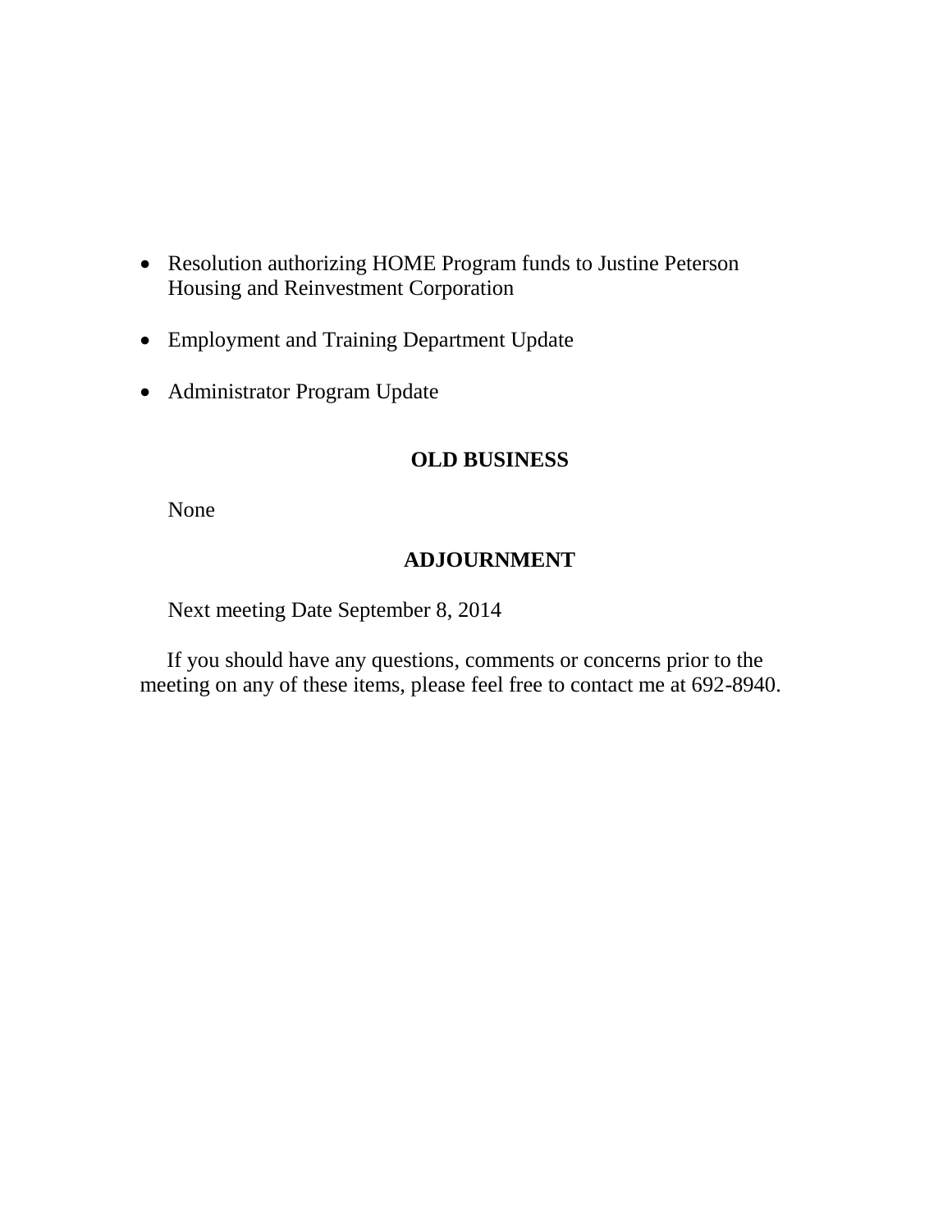- Resolution authorizing HOME Program funds to Justine Peterson Housing and Reinvestment Corporation

- Employment and Training Department Update

- Administrator Program Update

## OLD BUSINESS

None

## ADJOURNMENT

Next meeting Date September 8, 2014

If you should have any questions, comments or concerns prior to the meeting on any of these items, please feel free to contact me at 692-8940.